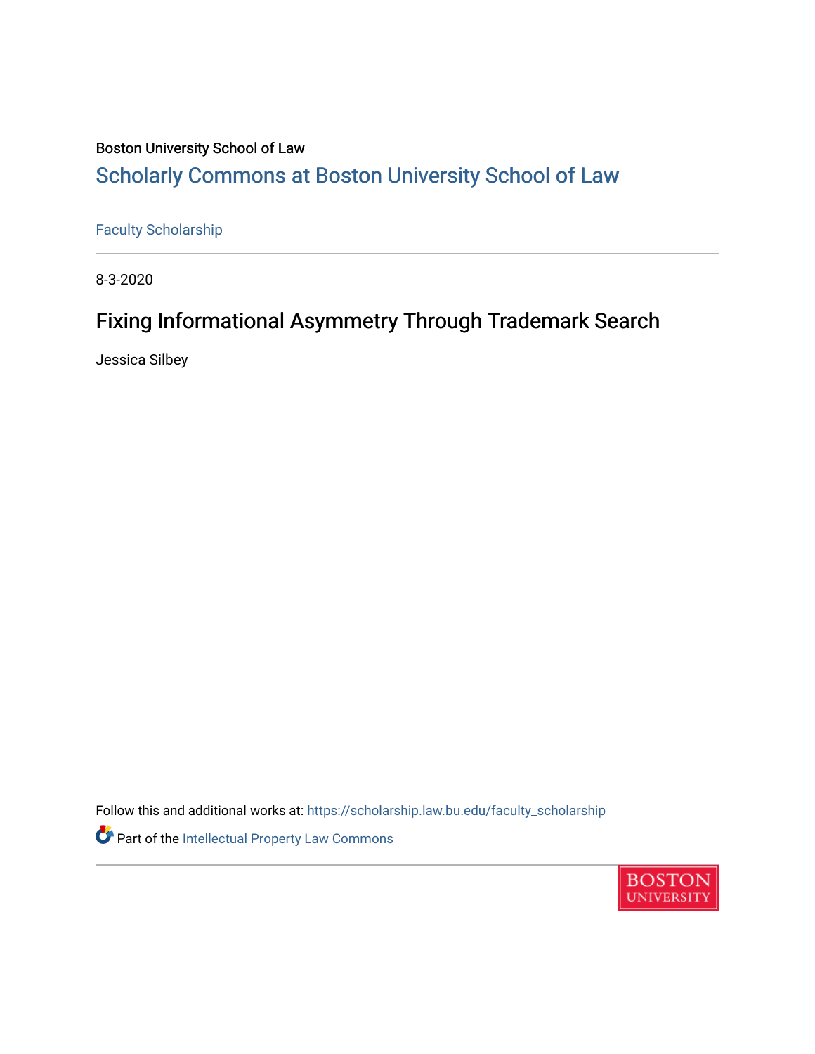Boston University School of Law

# Scholarly Commons at Boston University School of Law

Faculty Scholarship

8-3-2020

## Fixing Informational Asymmetry Through Trademark Search

Jessica Silbey

Follow this and additional works at: https://scholarship.law.bu.edu/faculty_scholarship

Part of the Intellectual Property Law Commons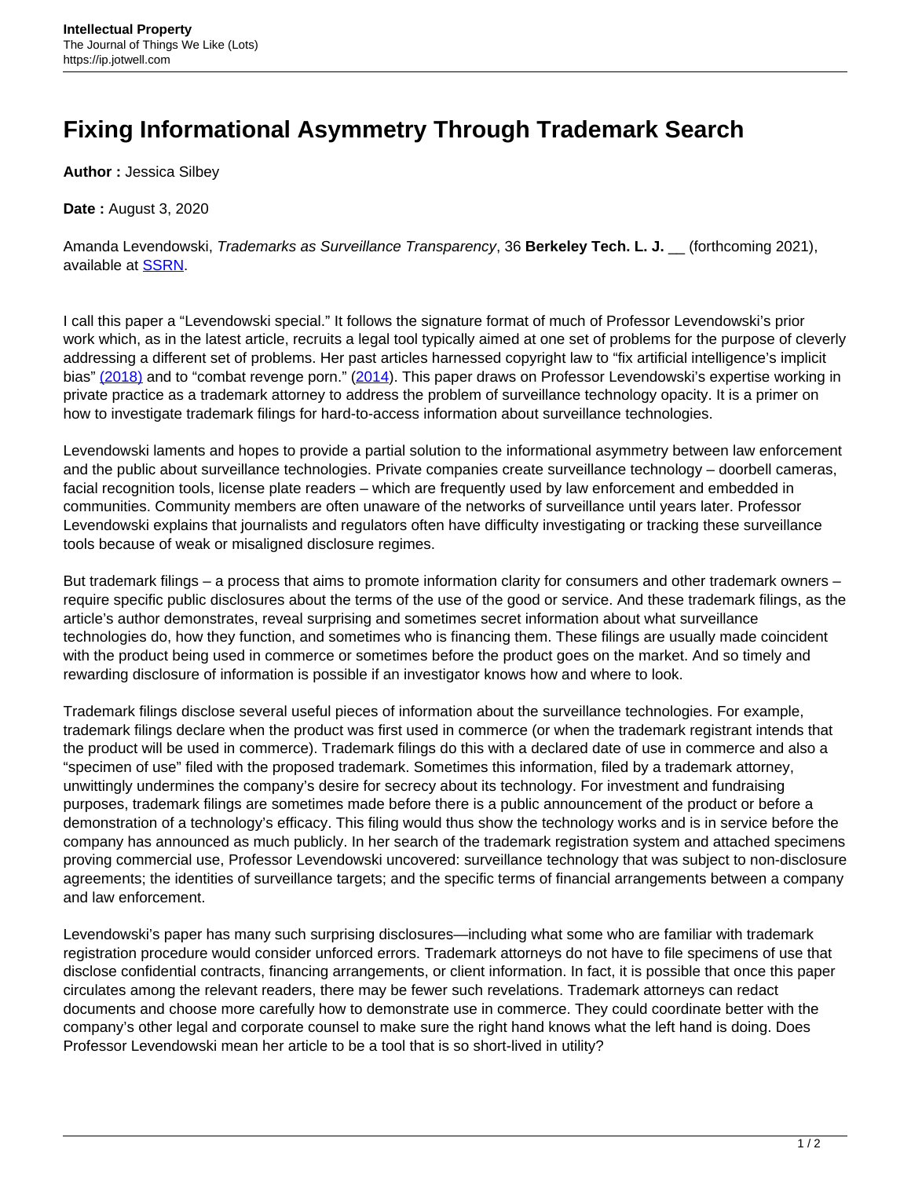# Fixing Informational Asymmetry Through Trademark Search

**Author :** Jessica Silbey

**Date :** August 3, 2020

Amanda Levendowski, *Trademarks as Surveillance Transparency*, 36 **Berkeley Tech. L. J.** __ (forthcoming 2021), available at [SSRN](SSRN).

I call this paper a "Levendowski special." It follows the signature format of much of Professor Levendowski's prior work which, as in the latest article, recruits a legal tool typically aimed at one set of problems for the purpose of cleverly addressing a different set of problems. Her past articles harnessed copyright law to "fix artificial intelligence's implicit bias" [(2018)](2018) and to "combat revenge porn." ([2014](2014)). This paper draws on Professor Levendowski's expertise working in private practice as a trademark attorney to address the problem of surveillance technology opacity. It is a primer on how to investigate trademark filings for hard-to-access information about surveillance technologies.

Levendowski laments and hopes to provide a partial solution to the informational asymmetry between law enforcement and the public about surveillance technologies. Private companies create surveillance technology – doorbell cameras, facial recognition tools, license plate readers – which are frequently used by law enforcement and embedded in communities. Community members are often unaware of the networks of surveillance until years later. Professor Levendowski explains that journalists and regulators often have difficulty investigating or tracking these surveillance tools because of weak or misaligned disclosure regimes.

But trademark filings – a process that aims to promote information clarity for consumers and other trademark owners – require specific public disclosures about the terms of the use of the good or service. And these trademark filings, as the article's author demonstrates, reveal surprising and sometimes secret information about what surveillance technologies do, how they function, and sometimes who is financing them. These filings are usually made coincident with the product being used in commerce or sometimes before the product goes on the market. And so timely and rewarding disclosure of information is possible if an investigator knows how and where to look.

Trademark filings disclose several useful pieces of information about the surveillance technologies. For example, trademark filings declare when the product was first used in commerce (or when the trademark registrant intends that the product will be used in commerce). Trademark filings do this with a declared date of use in commerce and also a "specimen of use" filed with the proposed trademark. Sometimes this information, filed by a trademark attorney, unwittingly undermines the company's desire for secrecy about its technology. For investment and fundraising purposes, trademark filings are sometimes made before there is a public announcement of the product or before a demonstration of a technology's efficacy. This filing would thus show the technology works and is in service before the company has announced as much publicly. In her search of the trademark registration system and attached specimens proving commercial use, Professor Levendowski uncovered: surveillance technology that was subject to non-disclosure agreements; the identities of surveillance targets; and the specific terms of financial arrangements between a company and law enforcement.

Levendowski's paper has many such surprising disclosures—including what some who are familiar with trademark registration procedure would consider unforced errors. Trademark attorneys do not have to file specimens of use that disclose confidential contracts, financing arrangements, or client information. In fact, it is possible that once this paper circulates among the relevant readers, there may be fewer such revelations. Trademark attorneys can redact documents and choose more carefully how to demonstrate use in commerce. They could coordinate better with the company's other legal and corporate counsel to make sure the right hand knows what the left hand is doing. Does Professor Levendowski mean her article to be a tool that is so short-lived in utility?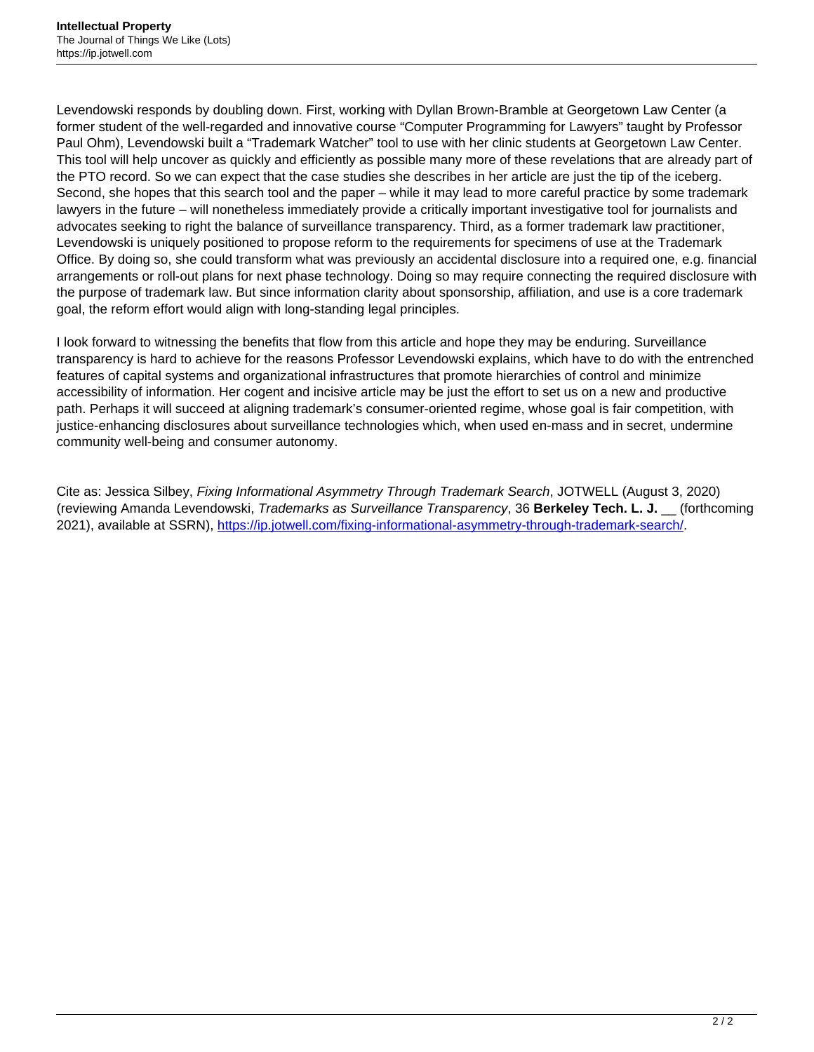Levendowski responds by doubling down. First, working with Dyllan Brown-Bramble at Georgetown Law Center (a former student of the well-regarded and innovative course "Computer Programming for Lawyers" taught by Professor Paul Ohm), Levendowski built a "Trademark Watcher" tool to use with her clinic students at Georgetown Law Center. This tool will help uncover as quickly and efficiently as possible many more of these revelations that are already part of the PTO record. So we can expect that the case studies she describes in her article are just the tip of the iceberg. Second, she hopes that this search tool and the paper – while it may lead to more careful practice by some trademark lawyers in the future – will nonetheless immediately provide a critically important investigative tool for journalists and advocates seeking to right the balance of surveillance transparency. Third, as a former trademark law practitioner, Levendowski is uniquely positioned to propose reform to the requirements for specimens of use at the Trademark Office. By doing so, she could transform what was previously an accidental disclosure into a required one, e.g. financial arrangements or roll-out plans for next phase technology. Doing so may require connecting the required disclosure with the purpose of trademark law. But since information clarity about sponsorship, affiliation, and use is a core trademark goal, the reform effort would align with long-standing legal principles.

I look forward to witnessing the benefits that flow from this article and hope they may be enduring. Surveillance transparency is hard to achieve for the reasons Professor Levendowski explains, which have to do with the entrenched features of capital systems and organizational infrastructures that promote hierarchies of control and minimize accessibility of information. Her cogent and incisive article may be just the effort to set us on a new and productive path. Perhaps it will succeed at aligning trademark's consumer-oriented regime, whose goal is fair competition, with justice-enhancing disclosures about surveillance technologies which, when used en-mass and in secret, undermine community well-being and consumer autonomy.

Cite as: Jessica Silbey, *Fixing Informational Asymmetry Through Trademark Search*, JOTWELL (August 3, 2020) (reviewing Amanda Levendowski, *Trademarks as Surveillance Transparency*, 36 **Berkeley Tech. L. J.** __ (forthcoming 2021), available at SSRN), https://ip.jotwell.com/fixing-informational-asymmetry-through-trademark-search/.